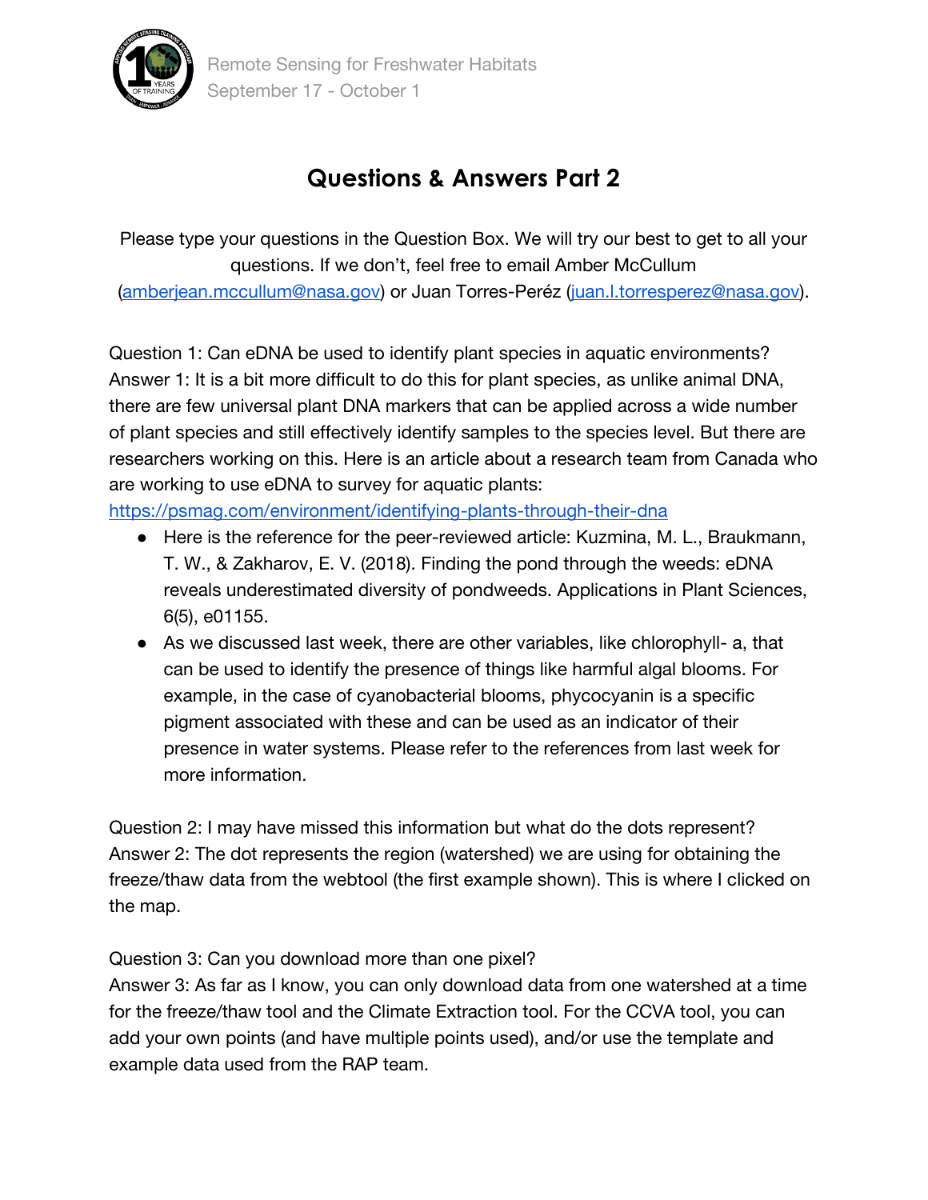# Questions & Answers Part 2

Please type your questions in the Question Box. We will try our best to get to all your questions. If we don't, feel free to email Amber McCullum (amberjean.mccullum@nasa.gov) or Juan Torres-Peréz (juan.l.torresperez@nasa.gov).

Question 1: Can eDNA be used to identify plant species in aquatic environments?
Answer 1: It is a bit more difficult to do this for plant species, as unlike animal DNA, there are few universal plant DNA markers that can be applied across a wide number of plant species and still effectively identify samples to the species level. But there are researchers working on this. Here is an article about a research team from Canada who are working to use eDNA to survey for aquatic plants: https://psmag.com/environment/identifying-plants-through-their-dna

- Here is the reference for the peer-reviewed article: Kuzmina, M. L., Braukmann, T. W., & Zakharov, E. V. (2018). Finding the pond through the weeds: eDNA reveals underestimated diversity of pondweeds. Applications in Plant Sciences, 6(5), e01155.
- As we discussed last week, there are other variables, like chlorophyll- a, that can be used to identify the presence of things like harmful algal blooms. For example, in the case of cyanobacterial blooms, phycocyanin is a specific pigment associated with these and can be used as an indicator of their presence in water systems. Please refer to the references from last week for more information.

Question 2: I may have missed this information but what do the dots represent?
Answer 2: The dot represents the region (watershed) we are using for obtaining the freeze/thaw data from the webtool (the first example shown). This is where I clicked on the map.

Question 3: Can you download more than one pixel?
Answer 3: As far as I know, you can only download data from one watershed at a time for the freeze/thaw tool and the Climate Extraction tool. For the CCVA tool, you can add your own points (and have multiple points used), and/or use the template and example data used from the RAP team.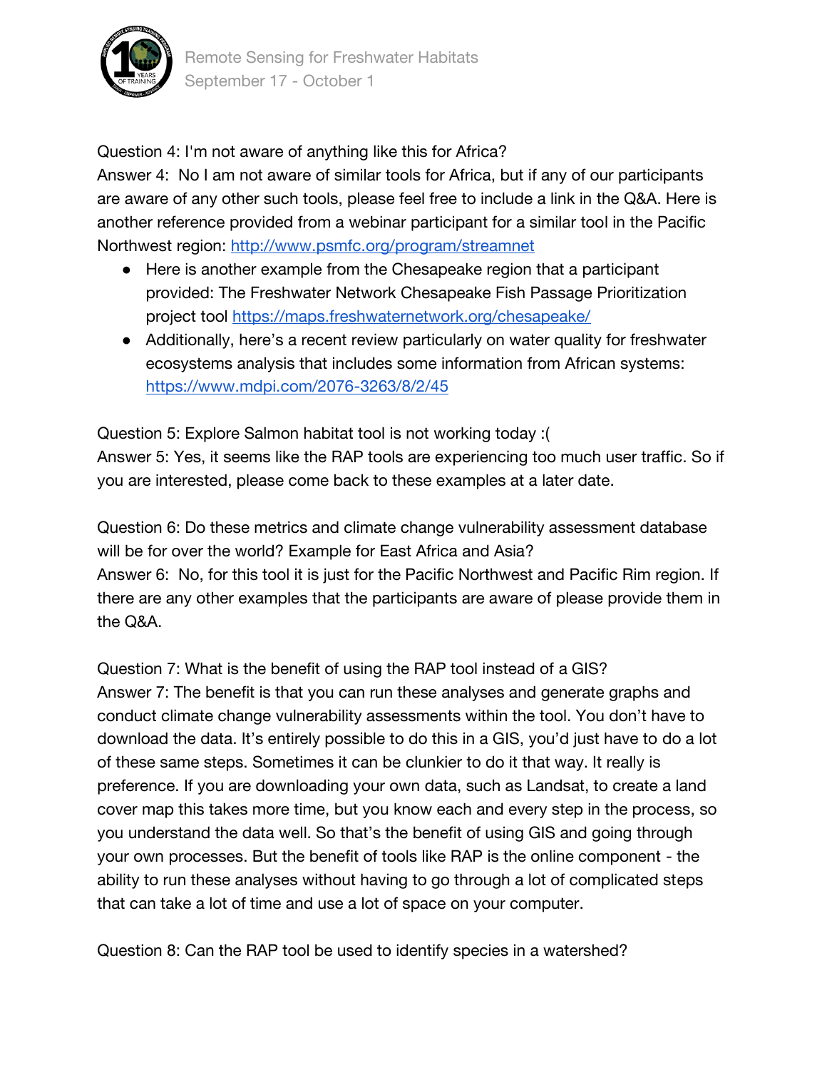Question 4: I'm not aware of anything like this for Africa?

Answer 4: No I am not aware of similar tools for Africa, but if any of our participants are aware of any other such tools, please feel free to include a link in the Q&A. Here is another reference provided from a webinar participant for a similar tool in the Pacific Northwest region: http://www.psmfc.org/program/streamnet

- Here is another example from the Chesapeake region that a participant provided: The Freshwater Network Chesapeake Fish Passage Prioritization project tool https://maps.freshwaternetwork.org/chesapeake/
- Additionally, here's a recent review particularly on water quality for freshwater ecosystems analysis that includes some information from African systems: https://www.mdpi.com/2076-3263/8/2/45

Question 5: Explore Salmon habitat tool is not working today :(

Answer 5: Yes, it seems like the RAP tools are experiencing too much user traffic. So if you are interested, please come back to these examples at a later date.

Question 6: Do these metrics and climate change vulnerability assessment database will be for over the world? Example for East Africa and Asia?

Answer 6: No, for this tool it is just for the Pacific Northwest and Pacific Rim region. If there are any other examples that the participants are aware of please provide them in the Q&A.

Question 7: What is the benefit of using the RAP tool instead of a GIS?

Answer 7: The benefit is that you can run these analyses and generate graphs and conduct climate change vulnerability assessments within the tool. You don't have to download the data. It's entirely possible to do this in a GIS, you'd just have to do a lot of these same steps. Sometimes it can be clunkier to do it that way. It really is preference. If you are downloading your own data, such as Landsat, to create a land cover map this takes more time, but you know each and every step in the process, so you understand the data well. So that's the benefit of using GIS and going through your own processes. But the benefit of tools like RAP is the online component - the ability to run these analyses without having to go through a lot of complicated steps that can take a lot of time and use a lot of space on your computer.

Question 8: Can the RAP tool be used to identify species in a watershed?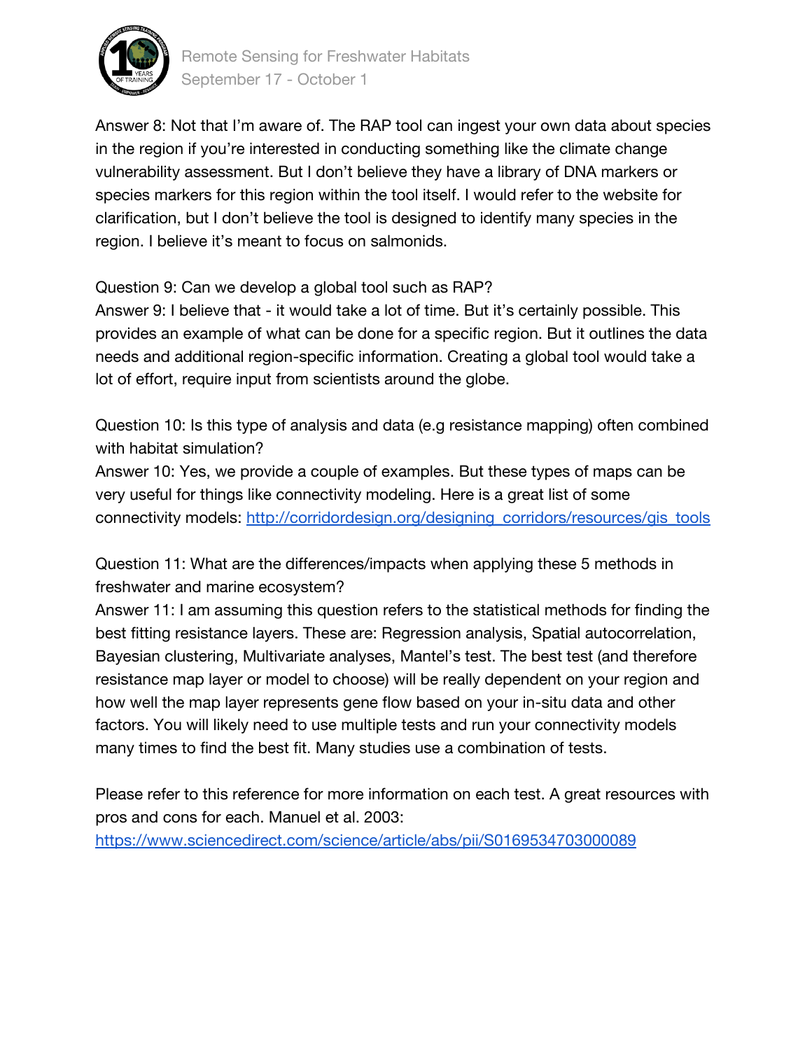Answer 8: Not that I'm aware of. The RAP tool can ingest your own data about species in the region if you're interested in conducting something like the climate change vulnerability assessment. But I don't believe they have a library of DNA markers or species markers for this region within the tool itself. I would refer to the website for clarification, but I don't believe the tool is designed to identify many species in the region. I believe it's meant to focus on salmonids.

Question 9: Can we develop a global tool such as RAP?
Answer 9: I believe that - it would take a lot of time. But it's certainly possible. This provides an example of what can be done for a specific region. But it outlines the data needs and additional region-specific information. Creating a global tool would take a lot of effort, require input from scientists around the globe.

Question 10: Is this type of analysis and data (e.g resistance mapping) often combined with habitat simulation?
Answer 10: Yes, we provide a couple of examples. But these types of maps can be very useful for things like connectivity modeling. Here is a great list of some connectivity models: [http://corridordesign.org/designing_corridors/resources/gis_tools](http://corridordesign.org/designing_corridors/resources/gis_tools)

Question 11: What are the differences/impacts when applying these 5 methods in freshwater and marine ecosystem?
Answer 11: I am assuming this question refers to the statistical methods for finding the best fitting resistance layers. These are: Regression analysis, Spatial autocorrelation, Bayesian clustering, Multivariate analyses, Mantel's test. The best test (and therefore resistance map layer or model to choose) will be really dependent on your region and how well the map layer represents gene flow based on your in-situ data and other factors. You will likely need to use multiple tests and run your connectivity models many times to find the best fit. Many studies use a combination of tests.

Please refer to this reference for more information on each test. A great resources with pros and cons for each. Manuel et al. 2003:
[https://www.sciencedirect.com/science/article/abs/pii/S0169534703000089](https://www.sciencedirect.com/science/article/abs/pii/S0169534703000089)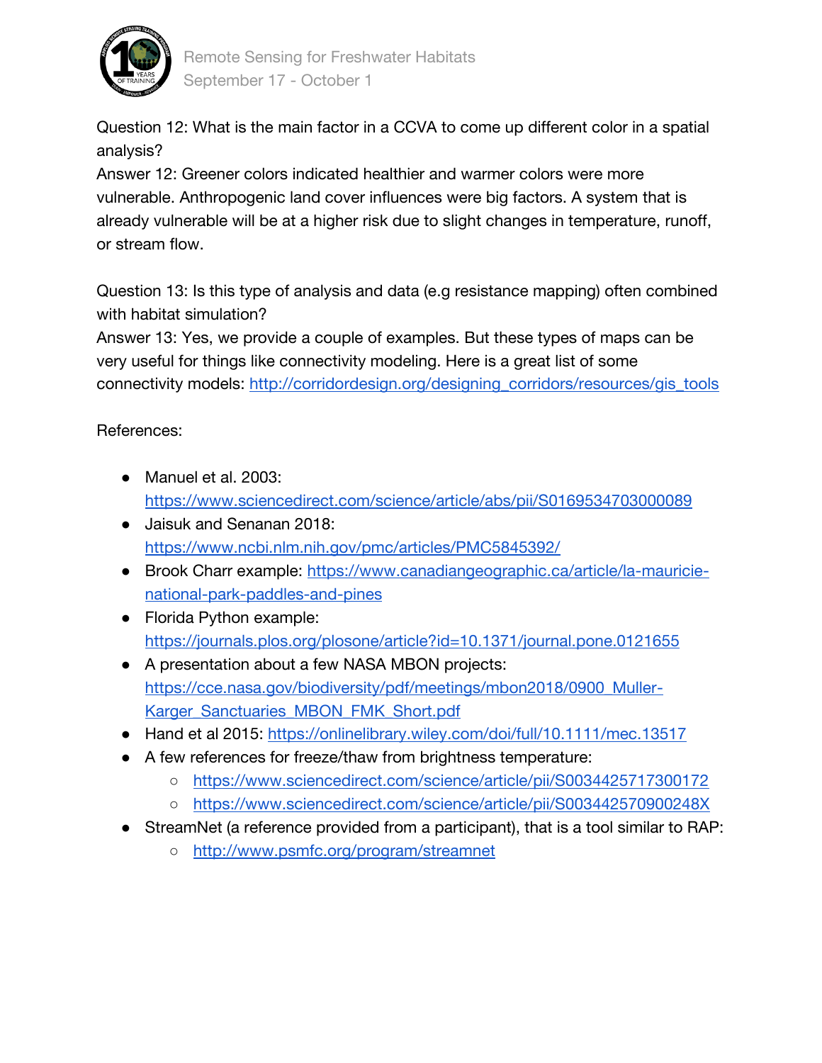Question 12: What is the main factor in a CCVA to come up different color in a spatial analysis?
Answer 12: Greener colors indicated healthier and warmer colors were more vulnerable. Anthropogenic land cover influences were big factors. A system that is already vulnerable will be at a higher risk due to slight changes in temperature, runoff, or stream flow.

Question 13: Is this type of analysis and data (e.g resistance mapping) often combined with habitat simulation?
Answer 13: Yes, we provide a couple of examples. But these types of maps can be very useful for things like connectivity modeling. Here is a great list of some connectivity models: http://corridordesign.org/designing_corridors/resources/gis_tools

References:

- Manuel et al. 2003: https://www.sciencedirect.com/science/article/abs/pii/S0169534703000089
- Jaisuk and Senanan 2018: https://www.ncbi.nlm.nih.gov/pmc/articles/PMC5845392/
- Brook Charr example: https://www.canadiangeographic.ca/article/la-mauricie-national-park-paddles-and-pines
- Florida Python example: https://journals.plos.org/plosone/article?id=10.1371/journal.pone.0121655
- A presentation about a few NASA MBON projects: https://cce.nasa.gov/biodiversity/pdf/meetings/mbon2018/0900_Muller-Karger_Sanctuaries_MBON_FMK_Short.pdf
- Hand et al 2015: https://onlinelibrary.wiley.com/doi/full/10.1111/mec.13517
- A few references for freeze/thaw from brightness temperature:
  - https://www.sciencedirect.com/science/article/pii/S0034425717300172
  - https://www.sciencedirect.com/science/article/pii/S003442570900248X
- StreamNet (a reference provided from a participant), that is a tool similar to RAP:
  - http://www.psmfc.org/program/streamnet